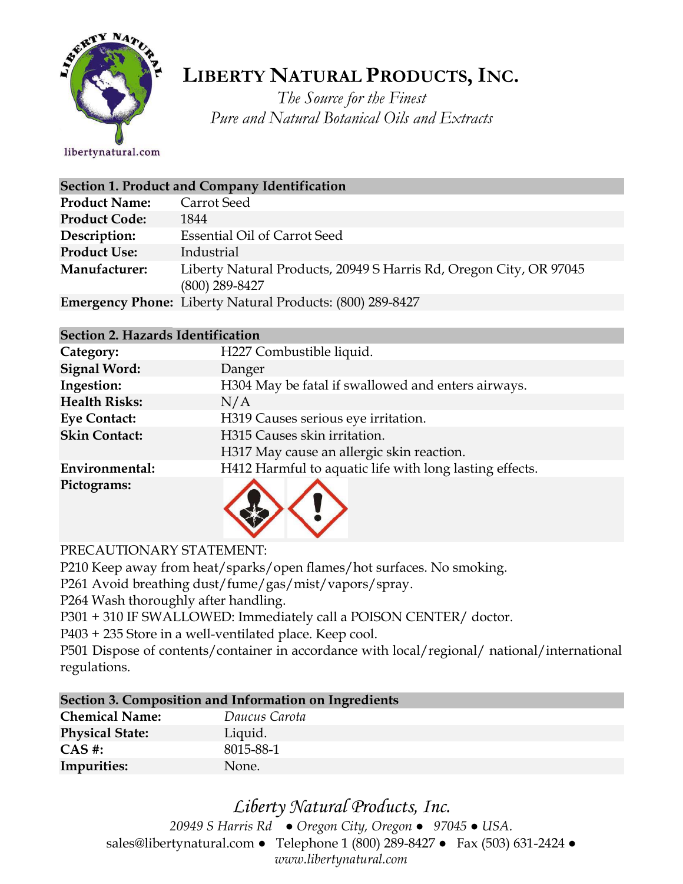# LIBERTY NATURAL PRODUCTS, INC.

*The Source for the Finest*
*Pure and Natural Botanical Oils and Extracts*

libertynatural.com

| Section 1. Product and Company Identification | |
|---|---|
| **Product Name:** | Carrot Seed |
| **Product Code:** | 1844 |
| **Description:** | Essential Oil of Carrot Seed |
| **Product Use:** | Industrial |
| **Manufacturer:** | Liberty Natural Products, 20949 S Harris Rd, Oregon City, OR 97045 (800) 289-8427 |
| **Emergency Phone:** | Liberty Natural Products: (800) 289-8427 |

| Section 2. Hazards Identification | |
|---|---|
| **Category:** | H227 Combustible liquid. |
| **Signal Word:** | Danger |
| **Ingestion:** | H304 May be fatal if swallowed and enters airways. |
| **Health Risks:** | N/A |
| **Eye Contact:** | H319 Causes serious eye irritation. |
| **Skin Contact:** | H315 Causes skin irritation. H317 May cause an allergic skin reaction. |
| **Environmental:** | H412 Harmful to aquatic life with long lasting effects. |
| **Pictograms:** | |

PRECAUTIONARY STATEMENT:
P210 Keep away from heat/sparks/open flames/hot surfaces. No smoking.
P261 Avoid breathing dust/fume/gas/mist/vapors/spray.
P264 Wash thoroughly after handling.
P301 + 310 IF SWALLOWED: Immediately call a POISON CENTER/ doctor.
P403 + 235 Store in a well-ventilated place. Keep cool.
P501 Dispose of contents/container in accordance with local/regional/ national/international regulations.

| Section 3. Composition and Information on Ingredients | |
|---|---|
| **Chemical Name:** | *Daucus Carota* |
| **Physical State:** | Liquid. |
| **CAS #:** | 8015-88-1 |
| **Impurities:** | None. |

*Liberty Natural Products, Inc.*
*20949 S Harris Rd ● Oregon City, Oregon ● 97045 ● USA.*
sales@libertynatural.com ● Telephone 1 (800) 289-8427 ● Fax (503) 631-2424 ●
*www.libertynatural.com*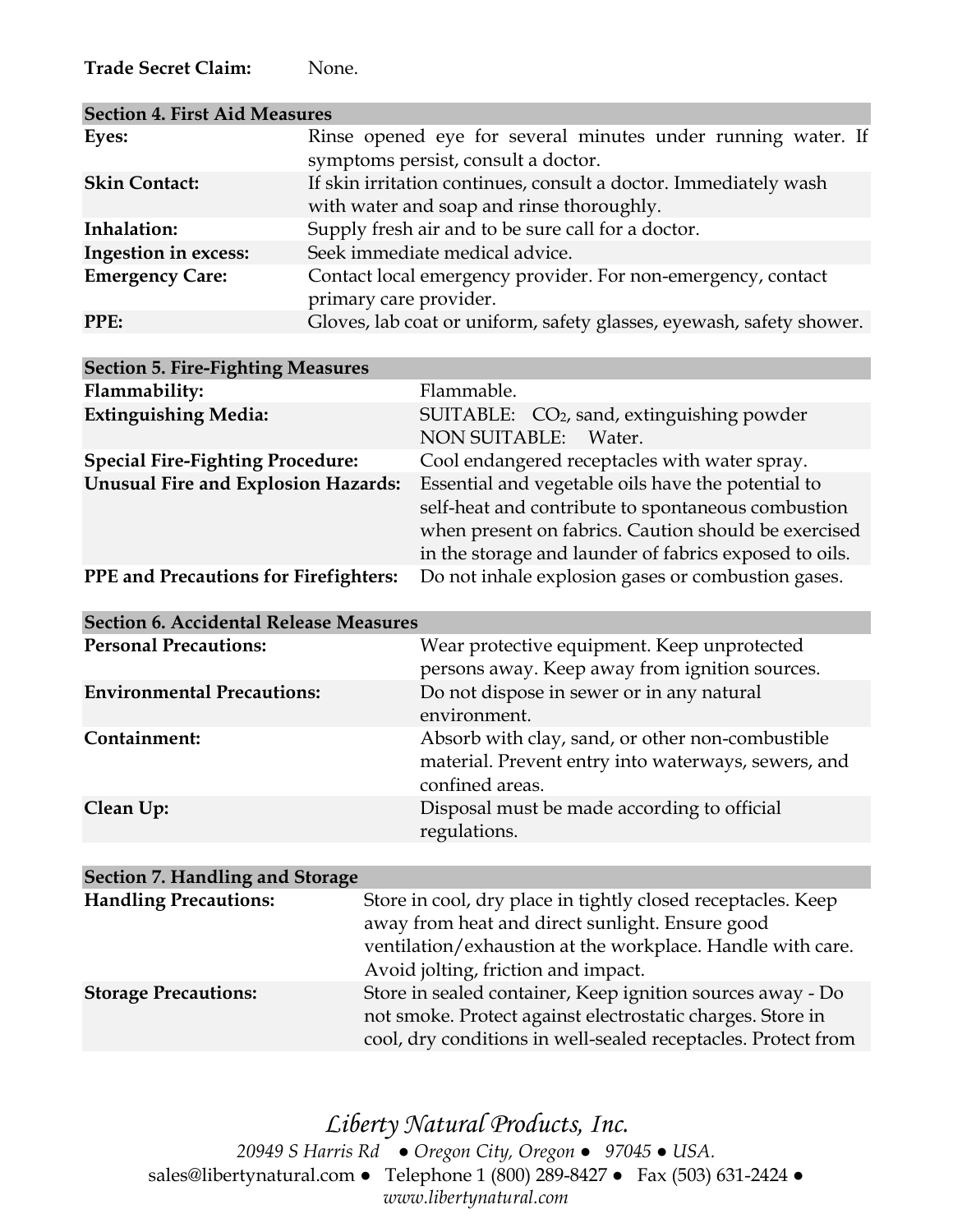**Trade Secret Claim:** None.

| Section 4. First Aid Measures | |
|---|---|
| **Eyes:** | Rinse opened eye for several minutes under running water. If symptoms persist, consult a doctor. |
| **Skin Contact:** | If skin irritation continues, consult a doctor. Immediately wash with water and soap and rinse thoroughly. |
| **Inhalation:** | Supply fresh air and to be sure call for a doctor. |
| **Ingestion in excess:** | Seek immediate medical advice. |
| **Emergency Care:** | Contact local emergency provider. For non-emergency, contact primary care provider. |
| **PPE:** | Gloves, lab coat or uniform, safety glasses, eyewash, safety shower. |

| Section 5. Fire-Fighting Measures | |
|---|---|
| **Flammability:** | Flammable. |
| **Extinguishing Media:** | SUITABLE: $CO_2$, sand, extinguishing powder<br>NON SUITABLE: Water. |
| **Special Fire-Fighting Procedure:** | Cool endangered receptacles with water spray. |
| **Unusual Fire and Explosion Hazards:** | Essential and vegetable oils have the potential to self-heat and contribute to spontaneous combustion when present on fabrics. Caution should be exercised in the storage and launder of fabrics exposed to oils. |
| **PPE and Precautions for Firefighters:** | Do not inhale explosion gases or combustion gases. |

| Section 6. Accidental Release Measures | |
|---|---|
| **Personal Precautions:** | Wear protective equipment. Keep unprotected persons away. Keep away from ignition sources. |
| **Environmental Precautions:** | Do not dispose in sewer or in any natural environment. |
| **Containment:** | Absorb with clay, sand, or other non-combustible material. Prevent entry into waterways, sewers, and confined areas. |
| **Clean Up:** | Disposal must be made according to official regulations. |

| Section 7. Handling and Storage | |
|---|---|
| **Handling Precautions:** | Store in cool, dry place in tightly closed receptacles. Keep away from heat and direct sunlight. Ensure good ventilation/exhaustion at the workplace. Handle with care. Avoid jolting, friction and impact. |
| **Storage Precautions:** | Store in sealed container, Keep ignition sources away - Do not smoke. Protect against electrostatic charges. Store in cool, dry conditions in well-sealed receptacles. Protect from |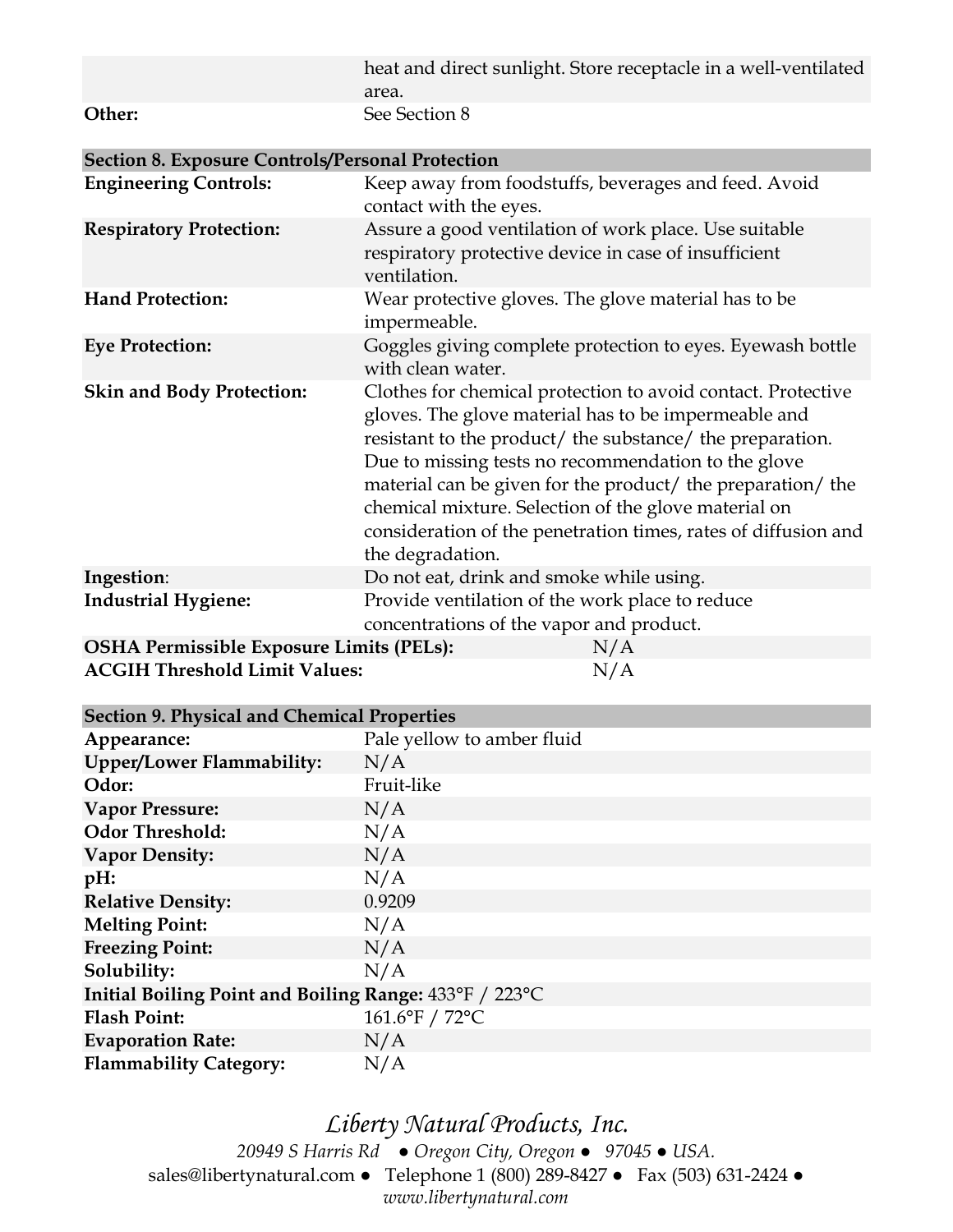| | |
|---|---|
| | heat and direct sunlight. Store receptacle in a well-ventilated area. |
| **Other:** | See Section 8 |

| **Section 8. Exposure Controls/Personal Protection** | |
|---|---|
| **Engineering Controls:** | Keep away from foodstuffs, beverages and feed. Avoid contact with the eyes. |
| **Respiratory Protection:** | Assure a good ventilation of work place. Use suitable respiratory protective device in case of insufficient ventilation. |
| **Hand Protection:** | Wear protective gloves. The glove material has to be impermeable. |
| **Eye Protection:** | Goggles giving complete protection to eyes. Eyewash bottle with clean water. |
| **Skin and Body Protection:** | Clothes for chemical protection to avoid contact. Protective gloves. The glove material has to be impermeable and resistant to the product/ the substance/ the preparation. Due to missing tests no recommendation to the glove material can be given for the product/ the preparation/ the chemical mixture. Selection of the glove material on consideration of the penetration times, rates of diffusion and the degradation. |
| **Ingestion**: | Do not eat, drink and smoke while using. |
| **Industrial Hygiene:** | Provide ventilation of the work place to reduce concentrations of the vapor and product. |
| **OSHA Permissible Exposure Limits (PELs):** | N/A |
| **ACGIH Threshold Limit Values:** | N/A |

| **Section 9. Physical and Chemical Properties** | |
|---|---|
| **Appearance:** | Pale yellow to amber fluid |
| **Upper/Lower Flammability:** | N/A |
| **Odor:** | Fruit-like |
| **Vapor Pressure:** | N/A |
| **Odor Threshold:** | N/A |
| **Vapor Density:** | N/A |
| **pH:** | N/A |
| **Relative Density:** | 0.9209 |
| **Melting Point:** | N/A |
| **Freezing Point:** | N/A |
| **Solubility:** | N/A |
| **Initial Boiling Point and Boiling Range:** | 433°F / 223°C |
| **Flash Point:** | 161.6°F / 72°C |
| **Evaporation Rate:** | N/A |
| **Flammability Category:** | N/A |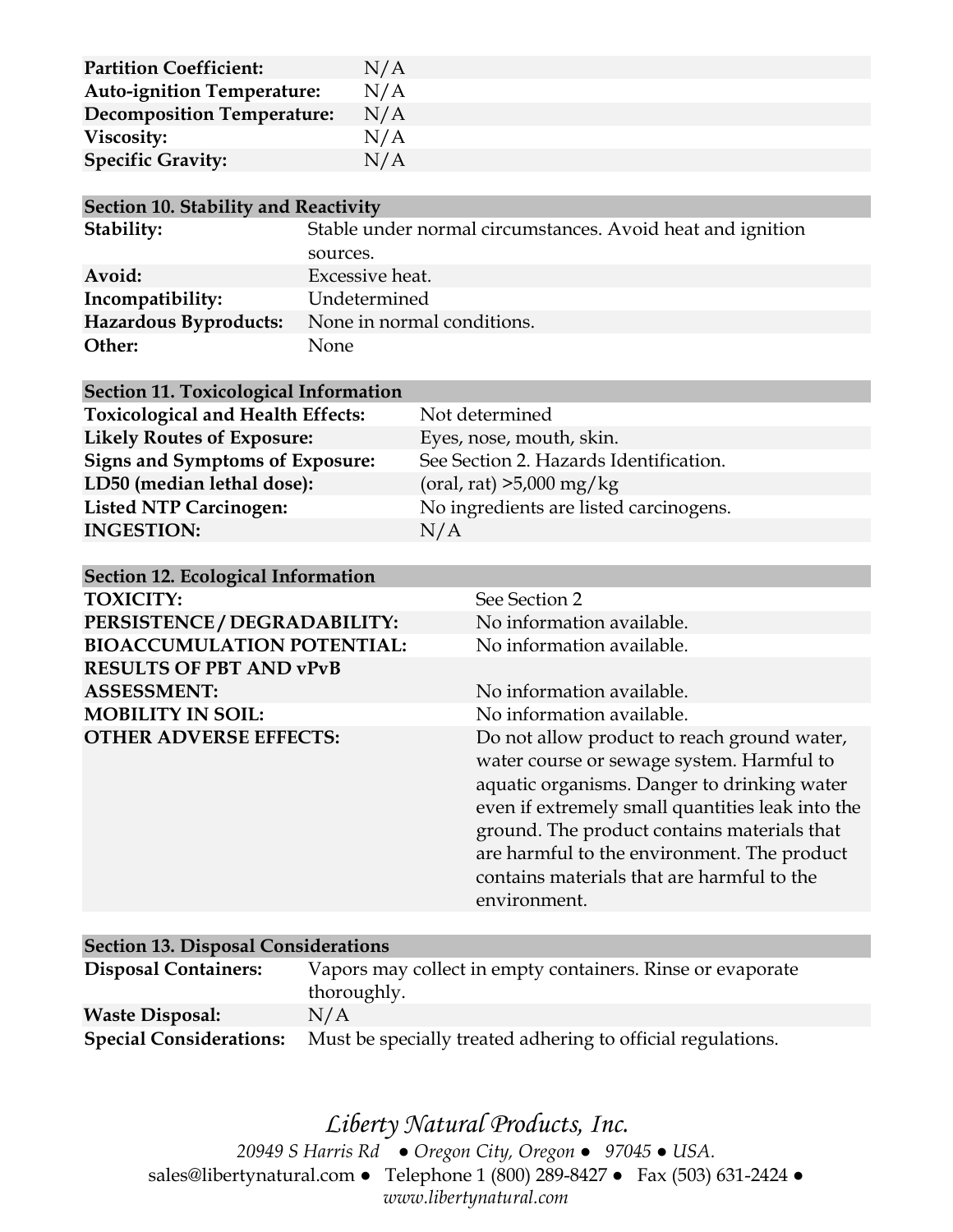| | |
|---|---|
| **Partition Coefficient:** | N/A |
| **Auto-ignition Temperature:** | N/A |
| **Decomposition Temperature:** | N/A |
| **Viscosity:** | N/A |
| **Specific Gravity:** | N/A |

| **Section 10. Stability and Reactivity** | |
|---|---|
| **Stability:** | Stable under normal circumstances. Avoid heat and ignition sources. |
| **Avoid:** | Excessive heat. |
| **Incompatibility:** | Undetermined |
| **Hazardous Byproducts:** | None in normal conditions. |
| **Other:** | None |

| **Section 11. Toxicological Information** | |
|---|---|
| **Toxicological and Health Effects:** | Not determined |
| **Likely Routes of Exposure:** | Eyes, nose, mouth, skin. |
| **Signs and Symptoms of Exposure:** | See Section 2. Hazards Identification. |
| **LD50 (median lethal dose):** | (oral, rat) >5,000 mg/kg |
| **Listed NTP Carcinogen:** | No ingredients are listed carcinogens. |
| **INGESTION:** | N/A |

| **Section 12. Ecological Information** | |
|---|---|
| **TOXICITY:** | See Section 2 |
| **PERSISTENCE / DEGRADABILITY:** | No information available. |
| **BIOACCUMULATION POTENTIAL:** | No information available. |
| **RESULTS OF PBT AND vPvB ASSESSMENT:** | No information available. |
| **MOBILITY IN SOIL:** | No information available. |
| **OTHER ADVERSE EFFECTS:** | Do not allow product to reach ground water, water course or sewage system. Harmful to aquatic organisms. Danger to drinking water even if extremely small quantities leak into the ground. The product contains materials that are harmful to the environment. The product contains materials that are harmful to the environment. |

| **Section 13. Disposal Considerations** | |
|---|---|
| **Disposal Containers:** | Vapors may collect in empty containers. Rinse or evaporate thoroughly. |
| **Waste Disposal:** | N/A |
| **Special Considerations:** | Must be specially treated adhering to official regulations. |

*Liberty Natural Products, Inc.*

*20949 S Harris Rd ● Oregon City, Oregon ● 97045 ● USA.*

sales@libertynatural.com ● Telephone 1 (800) 289-8427 ● Fax (503) 631-2424 ●

*www.libertynatural.com*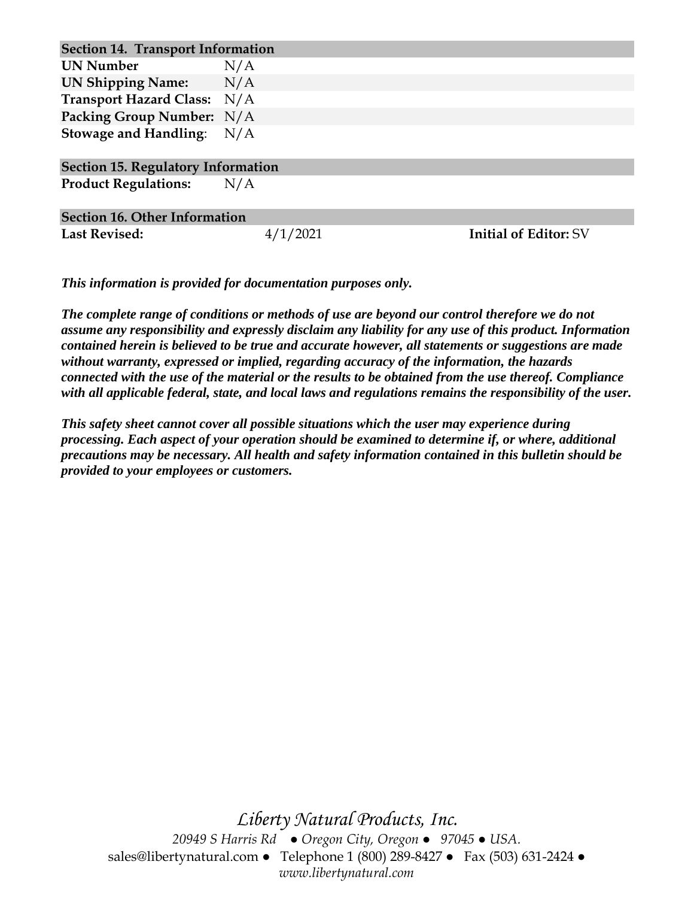## Section 14. Transport Information

| | |
|---|---|
| **UN Number** | N/A |
| **UN Shipping Name:** | N/A |
| **Transport Hazard Class:** | N/A |
| **Packing Group Number:** | N/A |
| **Stowage and Handling**: | N/A |

## Section 15. Regulatory Information

| | |
|---|---|
| **Product Regulations:** | N/A |

## Section 16. Other Information

| | | |
|---|---|---|
| **Last Revised:** | 4/1/2021 | **Initial of Editor:** SV |

***This information is provided for documentation purposes only.***

***The complete range of conditions or methods of use are beyond our control therefore we do not assume any responsibility and expressly disclaim any liability for any use of this product. Information contained herein is believed to be true and accurate however, all statements or suggestions are made without warranty, expressed or implied, regarding accuracy of the information, the hazards connected with the use of the material or the results to be obtained from the use thereof. Compliance with all applicable federal, state, and local laws and regulations remains the responsibility of the user.***

***This safety sheet cannot cover all possible situations which the user may experience during processing. Each aspect of your operation should be examined to determine if, or where, additional precautions may be necessary. All health and safety information contained in this bulletin should be provided to your employees or customers.***